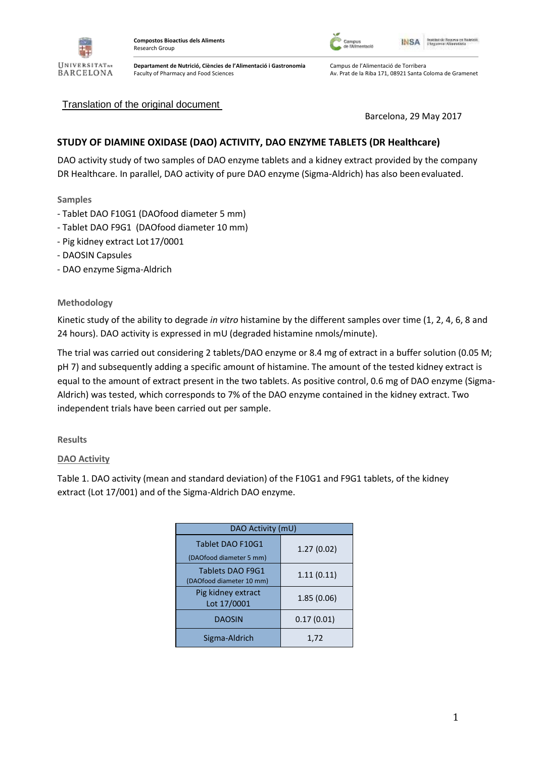Compostos Bioactius dels Aliments
Research Group

Departament de Nutrició, Ciències de l'Alimentació i Gastronomia
Faculty of Pharmacy and Food Sciences

Campus de l'Alimentació de Torribera
Av. Prat de la Riba 171, 08921 Santa Coloma de Gramenet

Translation of the original document

Barcelona, 29 May 2017

## STUDY OF DIAMINE OXIDASE (DAO) ACTIVITY, DAO ENZYME TABLETS (DR Healthcare)

DAO activity study of two samples of DAO enzyme tablets and a kidney extract provided by the company DR Healthcare. In parallel, DAO activity of pure DAO enzyme (Sigma-Aldrich) has also been evaluated.

### Samples

- Tablet DAO F10G1 (DAOfood diameter 5 mm)
- Tablet DAO F9G1 (DAOfood diameter 10 mm)
- Pig kidney extract Lot 17/0001
- DAOSIN Capsules
- DAO enzyme Sigma-Aldrich

### Methodology

Kinetic study of the ability to degrade *in vitro* histamine by the different samples over time (1, 2, 4, 6, 8 and 24 hours). DAO activity is expressed in mU (degraded histamine nmols/minute).

The trial was carried out considering 2 tablets/DAO enzyme or 8.4 mg of extract in a buffer solution (0.05 M; pH 7) and subsequently adding a specific amount of histamine. The amount of the tested kidney extract is equal to the amount of extract present in the two tablets. As positive control, 0.6 mg of DAO enzyme (Sigma-Aldrich) was tested, which corresponds to 7% of the DAO enzyme contained in the kidney extract. Two independent trials have been carried out per sample.

### Results

#### DAO Activity

Table 1. DAO activity (mean and standard deviation) of the F10G1 and F9G1 tablets, of the kidney extract (Lot 17/001) and of the Sigma-Aldrich DAO enzyme.

| DAO Activity (mU) | |
|---|---|
| Tablet DAO F10G1 (DAOfood diameter 5 mm) | 1.27 (0.02) |
| Tablets DAO F9G1 (DAOfood diameter 10 mm) | 1.11 (0.11) |
| Pig kidney extract Lot 17/0001 | 1.85 (0.06) |
| DAOSIN | 0.17 (0.01) |
| Sigma-Aldrich | 1,72 |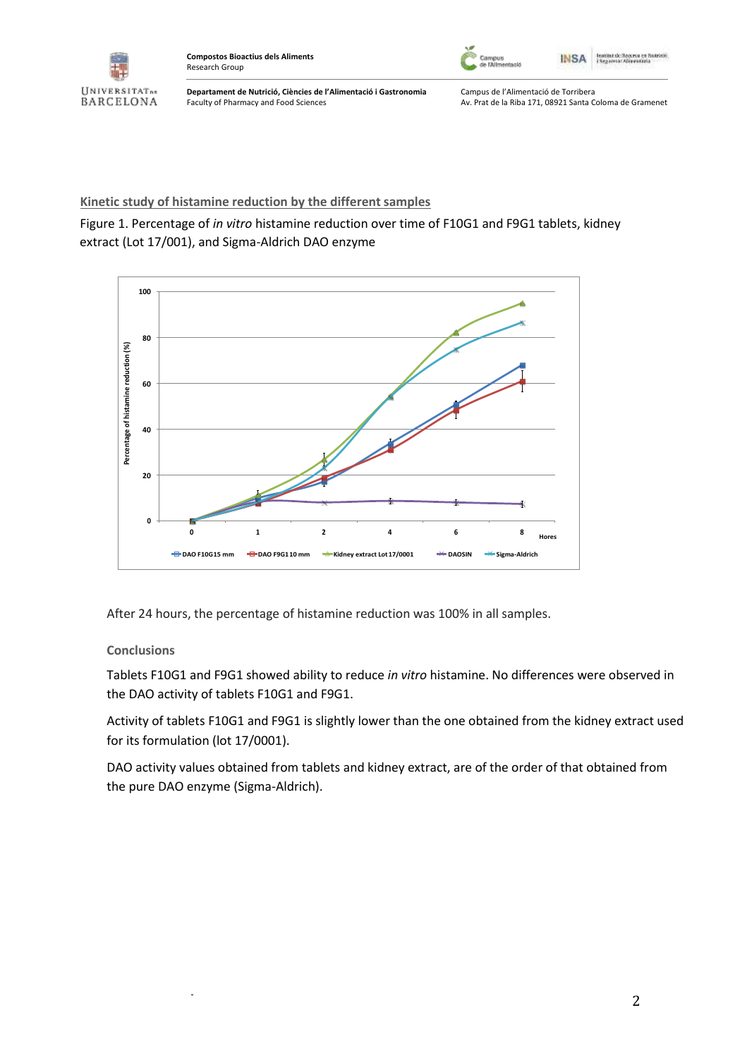## Kinetic study of histamine reduction by the different samples

Figure 1. Percentage of *in vitro* histamine reduction over time of F10G1 and F9G1 tablets, kidney extract (Lot 17/001), and Sigma-Aldrich DAO enzyme

100
80
60
40
20
0
Percentage of histamine reduction (%)
0
1
2
4
6
8
Hores
DAO F10G15 mm
DAO F9G110 mm
Kidney extract Lot 17/0001
DAOSIN
Sigma-Aldrich

After 24 hours, the percentage of histamine reduction was 100% in all samples.

### Conclusions

Tablets F10G1 and F9G1 showed ability to reduce *in vitro* histamine. No differences were observed in the DAO activity of tablets F10G1 and F9G1.

Activity of tablets F10G1 and F9G1 is slightly lower than the one obtained from the kidney extract used for its formulation (lot 17/0001).

DAO activity values obtained from tablets and kidney extract, are of the order of that obtained from the pure DAO enzyme (Sigma-Aldrich).